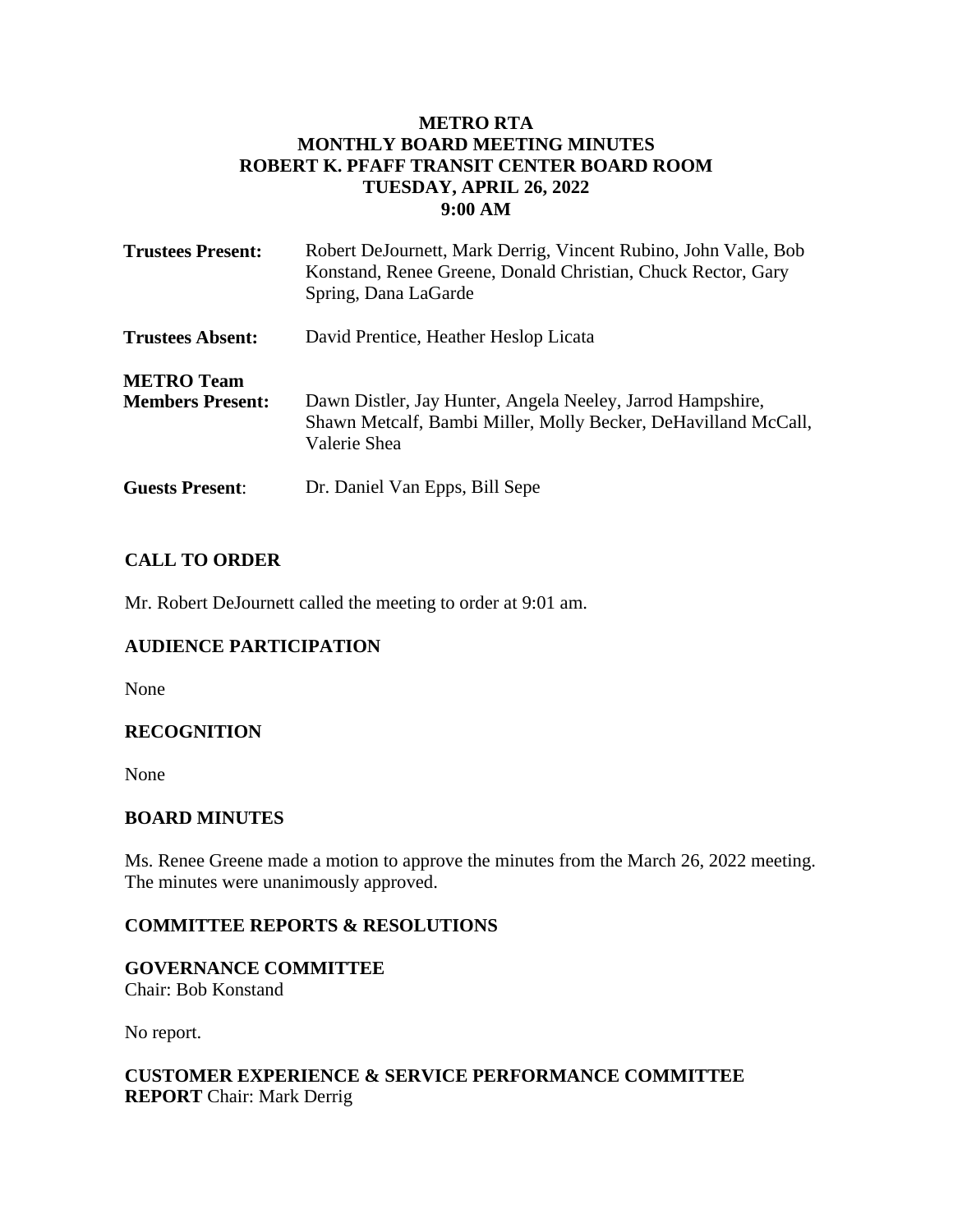**METRO RTA**
**MONTHLY BOARD MEETING MINUTES**
**ROBERT K. PFAFF TRANSIT CENTER BOARD ROOM**
**TUESDAY, APRIL 26, 2022**
**9:00 AM**

| | |
|---|---|
| **Trustees Present:** | Robert DeJournett, Mark Derrig, Vincent Rubino, John Valle, Bob Konstand, Renee Greene, Donald Christian, Chuck Rector, Gary Spring, Dana LaGarde |
| **Trustees Absent:** | David Prentice, Heather Heslop Licata |
| **METRO Team Members Present:** | Dawn Distler, Jay Hunter, Angela Neeley, Jarrod Hampshire, Shawn Metcalf, Bambi Miller, Molly Becker, DeHavilland McCall, Valerie Shea |
| **Guests Present**: | Dr. Daniel Van Epps, Bill Sepe |

## CALL TO ORDER

Mr. Robert DeJournett called the meeting to order at 9:01 am.

## AUDIENCE PARTICIPATION

None

## RECOGNITION

None

## BOARD MINUTES

Ms. Renee Greene made a motion to approve the minutes from the March 26, 2022 meeting. The minutes were unanimously approved.

## COMMITTEE REPORTS & RESOLUTIONS

### GOVERNANCE COMMITTEE

Chair: Bob Konstand

No report.

### CUSTOMER EXPERIENCE & SERVICE PERFORMANCE COMMITTEE REPORT

Chair: Mark Derrig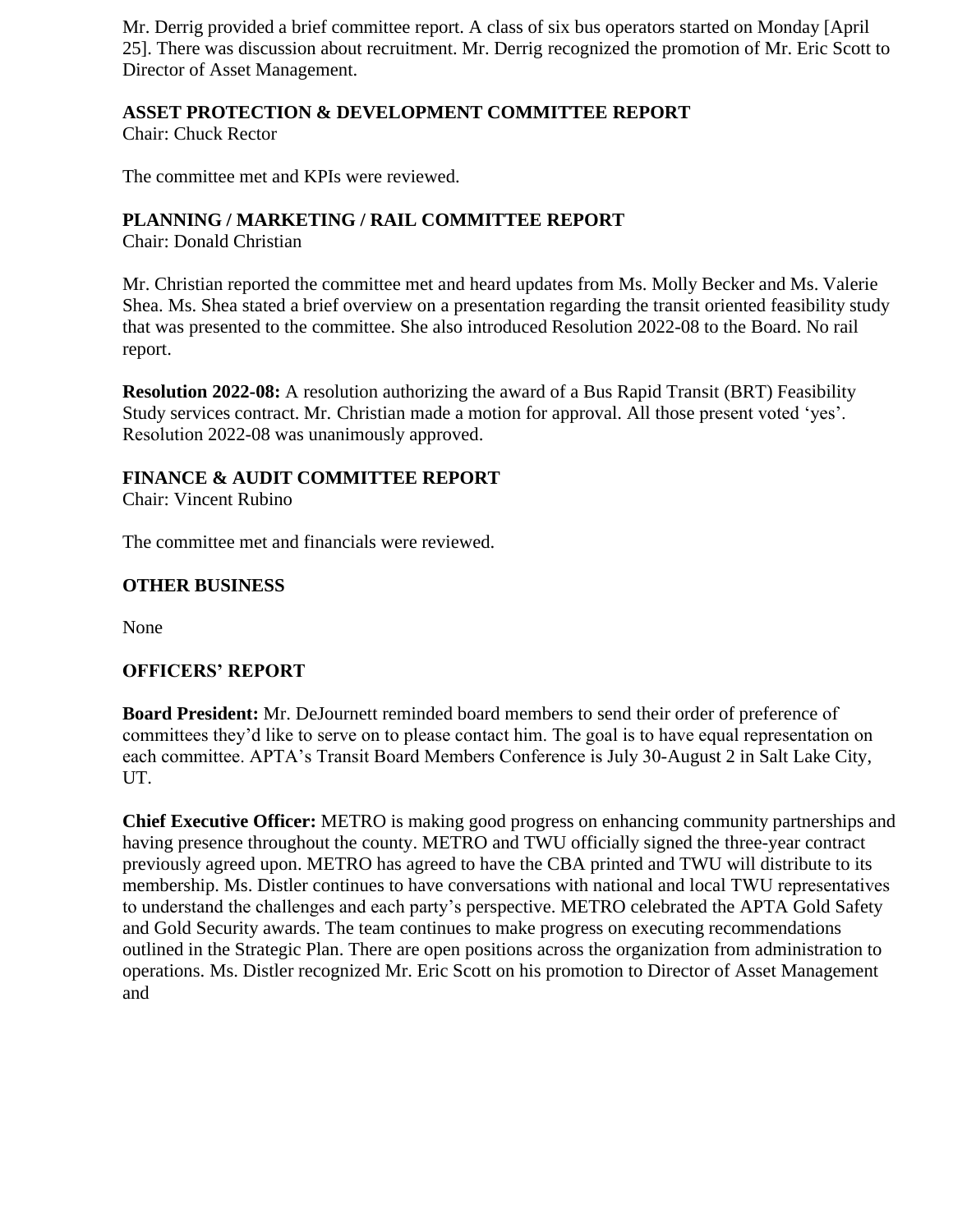Mr. Derrig provided a brief committee report. A class of six bus operators started on Monday [April 25]. There was discussion about recruitment. Mr. Derrig recognized the promotion of Mr. Eric Scott to Director of Asset Management.

**ASSET PROTECTION & DEVELOPMENT COMMITTEE REPORT**
Chair: Chuck Rector

The committee met and KPIs were reviewed.

**PLANNING / MARKETING / RAIL COMMITTEE REPORT**
Chair: Donald Christian

Mr. Christian reported the committee met and heard updates from Ms. Molly Becker and Ms. Valerie Shea. Ms. Shea stated a brief overview on a presentation regarding the transit oriented feasibility study that was presented to the committee. She also introduced Resolution 2022-08 to the Board. No rail report.

**Resolution 2022-08:** A resolution authorizing the award of a Bus Rapid Transit (BRT) Feasibility Study services contract. Mr. Christian made a motion for approval. All those present voted 'yes'. Resolution 2022-08 was unanimously approved.

**FINANCE & AUDIT COMMITTEE REPORT**
Chair: Vincent Rubino

The committee met and financials were reviewed.

**OTHER BUSINESS**

None

**OFFICERS' REPORT**

**Board President:** Mr. DeJournett reminded board members to send their order of preference of committees they'd like to serve on to please contact him. The goal is to have equal representation on each committee. APTA's Transit Board Members Conference is July 30-August 2 in Salt Lake City, UT.

**Chief Executive Officer:** METRO is making good progress on enhancing community partnerships and having presence throughout the county. METRO and TWU officially signed the three-year contract previously agreed upon. METRO has agreed to have the CBA printed and TWU will distribute to its membership. Ms. Distler continues to have conversations with national and local TWU representatives to understand the challenges and each party's perspective. METRO celebrated the APTA Gold Safety and Gold Security awards. The team continues to make progress on executing recommendations outlined in the Strategic Plan. There are open positions across the organization from administration to operations. Ms. Distler recognized Mr. Eric Scott on his promotion to Director of Asset Management and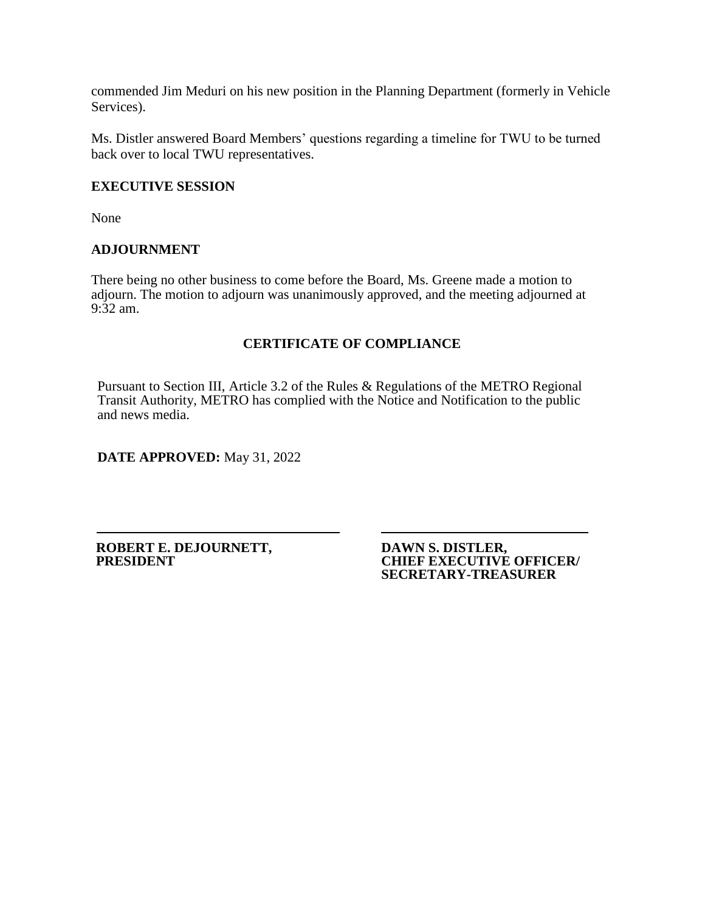commended Jim Meduri on his new position in the Planning Department (formerly in Vehicle Services).

Ms. Distler answered Board Members' questions regarding a timeline for TWU to be turned back over to local TWU representatives.

**EXECUTIVE SESSION**

None

**ADJOURNMENT**

There being no other business to come before the Board, Ms. Greene made a motion to adjourn. The motion to adjourn was unanimously approved, and the meeting adjourned at 9:32 am.

**CERTIFICATE OF COMPLIANCE**

Pursuant to Section III, Article 3.2 of the Rules & Regulations of the METRO Regional Transit Authority, METRO has complied with the Notice and Notification to the public and news media.

**DATE APPROVED:** May 31, 2022

**ROBERT E. DEJOURNETT,**
**PRESIDENT**

**DAWN S. DISTLER,**
**CHIEF EXECUTIVE OFFICER/**
**SECRETARY-TREASURER**